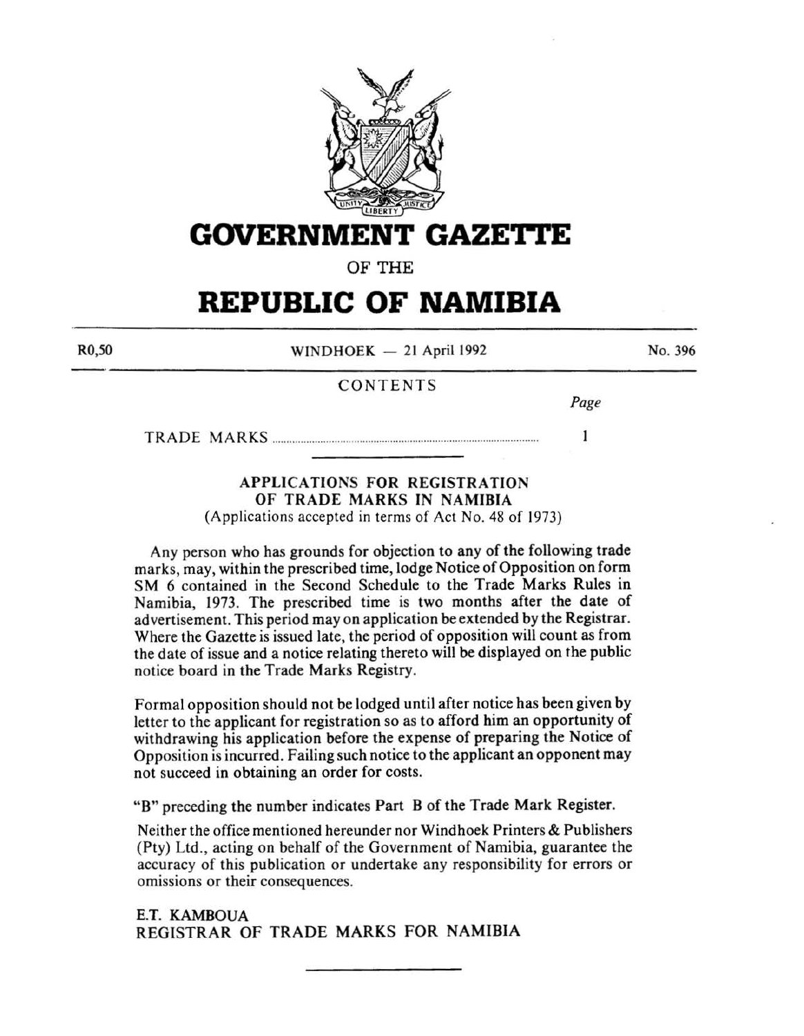# GOVERNMENT GAZETTE

OF THE

# REPUBLIC OF NAMIBIA

R0,50 WINDHOEK — 21 April 1992 No. 396

## CONTENTS

| | Page |
|---|---|
| TRADE MARKS | 1 |

### APPLICATIONS FOR REGISTRATION OF TRADE MARKS IN NAMIBIA

(Applications accepted in terms of Act No. 48 of 1973)

Any person who has grounds for objection to any of the following trade marks, may, within the prescribed time, lodge Notice of Opposition on form SM 6 contained in the Second Schedule to the Trade Marks Rules in Namibia, 1973. The prescribed time is two months after the date of advertisement. This period may on application be extended by the Registrar. Where the Gazette is issued late, the period of opposition will count as from the date of issue and a notice relating thereto will be displayed on the public notice board in the Trade Marks Registry.

Formal opposition should not be lodged until after notice has been given by letter to the applicant for registration so as to afford him an opportunity of withdrawing his application before the expense of preparing the Notice of Opposition is incurred. Failing such notice to the applicant an opponent may not succeed in obtaining an order for costs.

"B" preceding the number indicates Part B of the Trade Mark Register.

Neither the office mentioned hereunder nor Windhoek Printers & Publishers (Pty) Ltd., acting on behalf of the Government of Namibia, guarantee the accuracy of this publication or undertake any responsibility for errors or omissions or their consequences.

E.T. KAMBOUA
REGISTRAR OF TRADE MARKS FOR NAMIBIA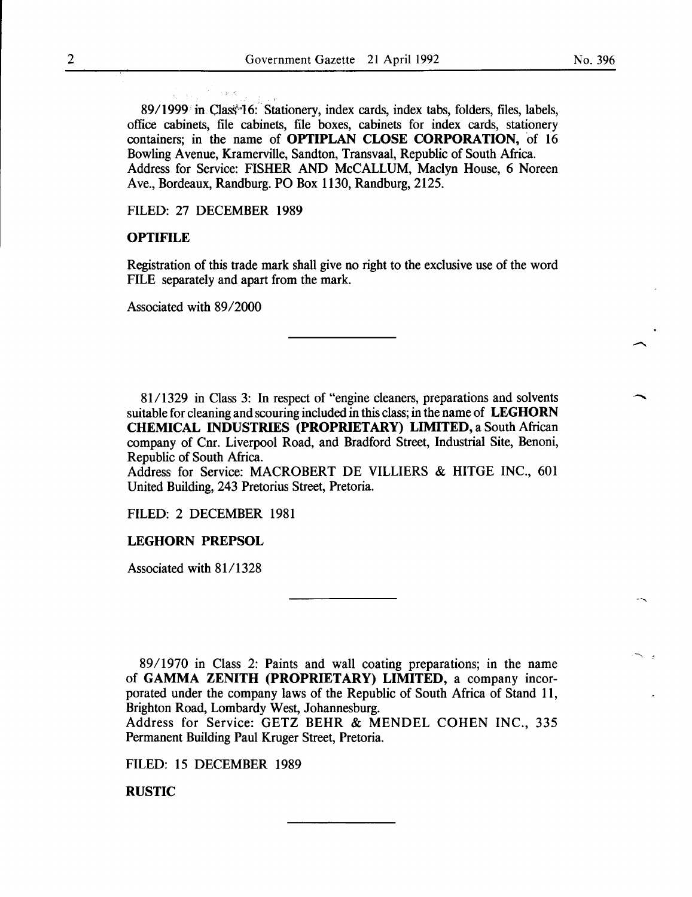89/1999 in Class 16: Stationery, index cards, index tabs, folders, files, labels, office cabinets, file cabinets, file boxes, cabinets for index cards, stationery containers; in the name of **OPTIPLAN CLOSE CORPORATION,** of 16 Bowling Avenue, Kramerville, Sandton, Transvaal, Republic of South Africa.
Address for Service: FISHER AND McCALLUM, Maclyn House, 6 Noreen Ave., Bordeaux, Randburg. PO Box 1130, Randburg, 2125.

FILED: 27 DECEMBER 1989

**OPTIFILE**

Registration of this trade mark shall give no right to the exclusive use of the word FILE separately and apart from the mark.

Associated with 89/2000

---

81/1329 in Class 3: In respect of "engine cleaners, preparations and solvents suitable for cleaning and scouring included in this class; in the name of **LEGHORN CHEMICAL INDUSTRIES (PROPRIETARY) LIMITED,** a South African company of Cnr. Liverpool Road, and Bradford Street, Industrial Site, Benoni, Republic of South Africa.
Address for Service: MACROBERT DE VILLIERS & HITGE INC., 601 United Building, 243 Pretorius Street, Pretoria.

FILED: 2 DECEMBER 1981

**LEGHORN PREPSOL**

Associated with 81/1328

---

89/1970 in Class 2: Paints and wall coating preparations; in the name of **GAMMA ZENITH (PROPRIETARY) LIMITED,** a company incorporated under the company laws of the Republic of South Africa of Stand 11, Brighton Road, Lombardy West, Johannesburg.
Address for Service: GETZ BEHR & MENDEL COHEN INC., 335 Permanent Building Paul Kruger Street, Pretoria.

FILED: 15 DECEMBER 1989

**RUSTIC**

---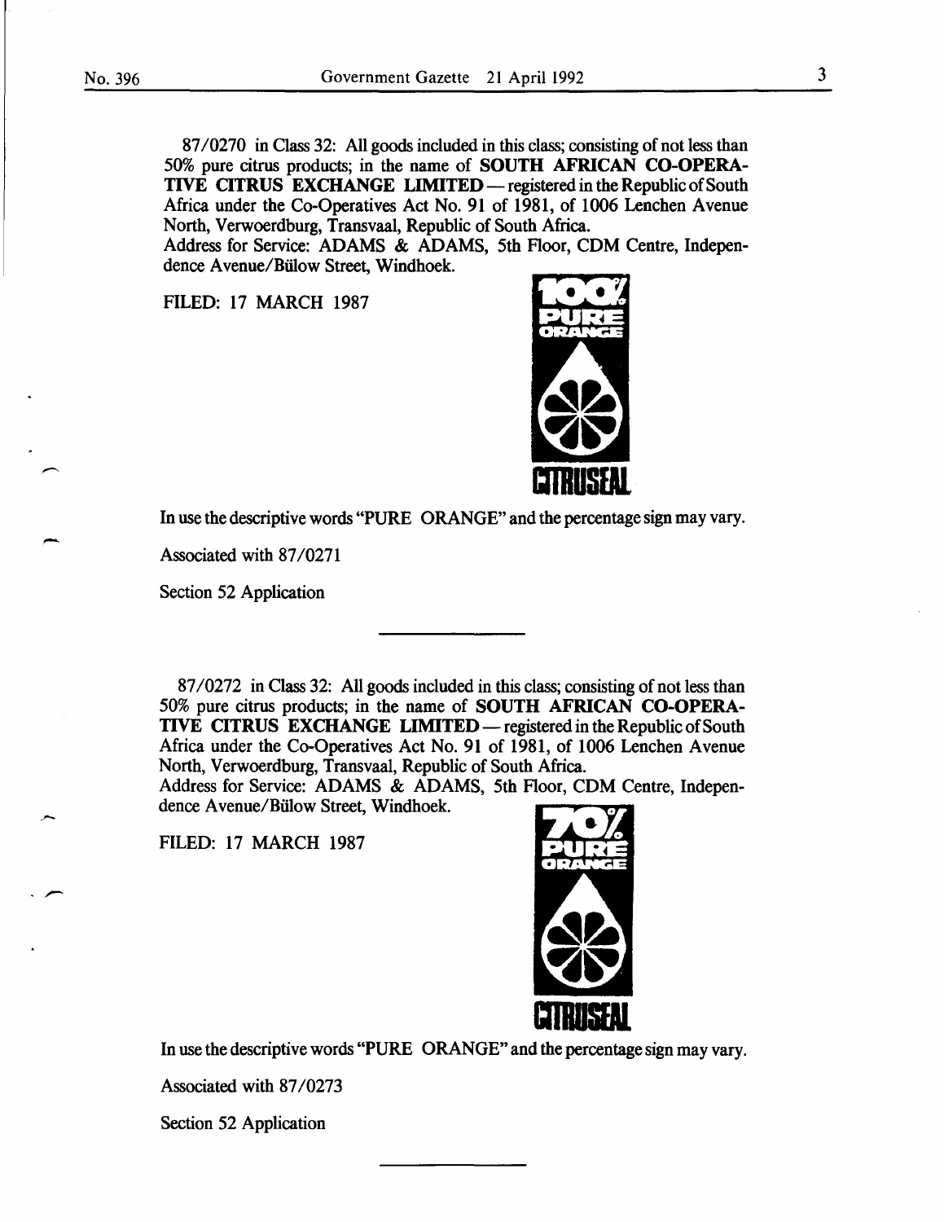87/0270 in Class 32: All goods included in this class; consisting of not less than 50% pure citrus products; in the name of **SOUTH AFRICAN CO-OPERATIVE CITRUS EXCHANGE LIMITED** — registered in the Republic of South Africa under the Co-Operatives Act No. 91 of 1981, of 1006 Lenchen Avenue North, Verwoerdburg, Transvaal, Republic of South Africa.
Address for Service: ADAMS & ADAMS, 5th Floor, CDM Centre, Independence Avenue/Bülow Street, Windhoek.

FILED: 17 MARCH 1987

100% PURE ORANGE

CITRUSEAL

In use the descriptive words "PURE ORANGE" and the percentage sign may vary.

Associated with 87/0271

Section 52 Application

---

87/0272 in Class 32: All goods included in this class; consisting of not less than 50% pure citrus products; in the name of **SOUTH AFRICAN CO-OPERATIVE CITRUS EXCHANGE LIMITED** — registered in the Republic of South Africa under the Co-Operatives Act No. 91 of 1981, of 1006 Lenchen Avenue North, Verwoerdburg, Transvaal, Republic of South Africa.
Address for Service: ADAMS & ADAMS, 5th Floor, CDM Centre, Independence Avenue/Bülow Street, Windhoek.

FILED: 17 MARCH 1987

70% PURE ORANGE

CITRUSEAL

In use the descriptive words "PURE ORANGE" and the percentage sign may vary.

Associated with 87/0273

Section 52 Application

---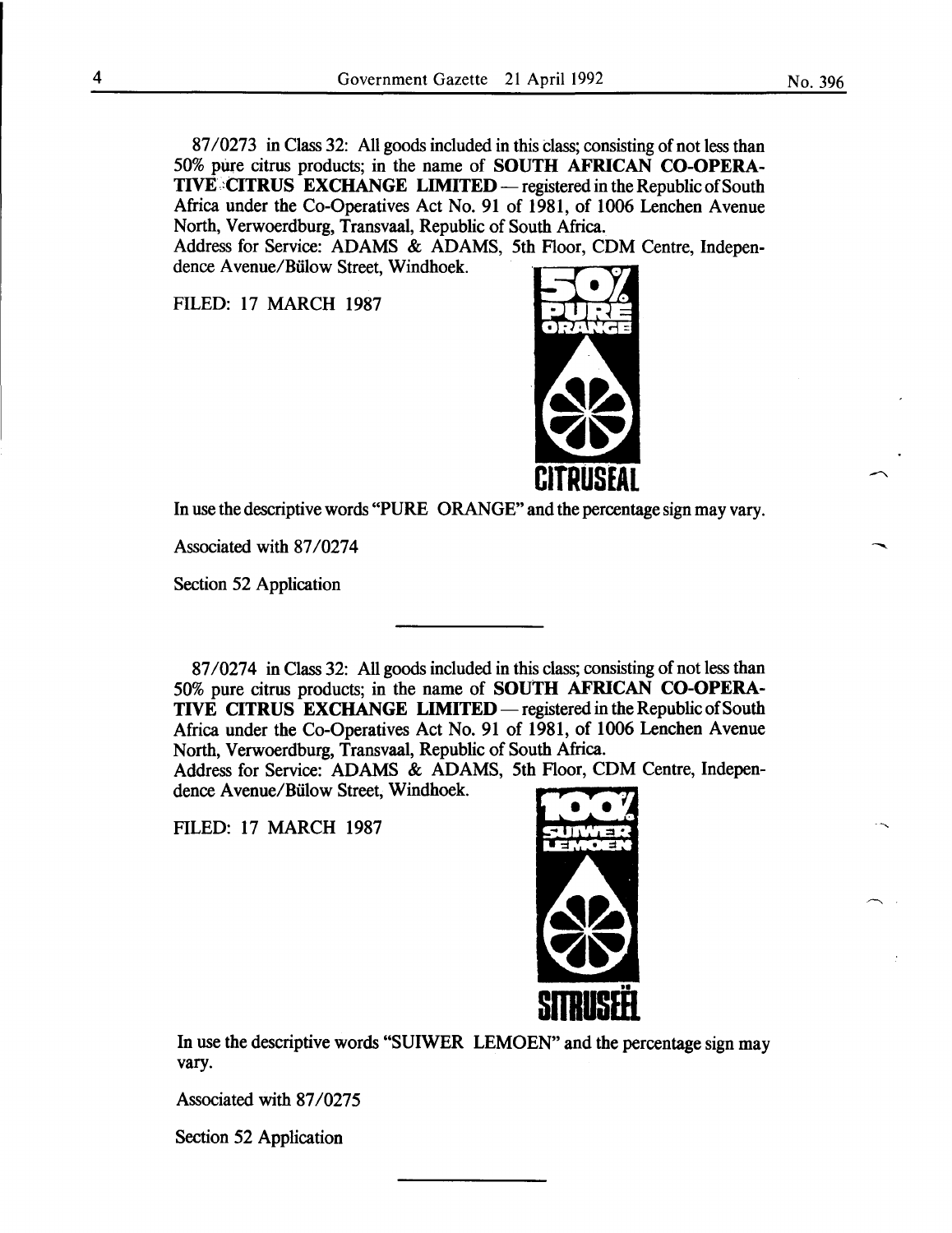87/0273 in Class 32: All goods included in this class; consisting of not less than 50% pure citrus products; in the name of **SOUTH AFRICAN CO-OPERATIVE CITRUS EXCHANGE LIMITED** — registered in the Republic of South Africa under the Co-Operatives Act No. 91 of 1981, of 1006 Lenchen Avenue North, Verwoerdburg, Transvaal, Republic of South Africa.
Address for Service: ADAMS & ADAMS, 5th Floor, CDM Centre, Independence Avenue/Bülow Street, Windhoek.

FILED: 17 MARCH 1987

50% PURE ORANGE

CITRUSEAL

In use the descriptive words "PURE ORANGE" and the percentage sign may vary.

Associated with 87/0274

Section 52 Application

---

87/0274 in Class 32: All goods included in this class; consisting of not less than 50% pure citrus products; in the name of **SOUTH AFRICAN CO-OPERATIVE CITRUS EXCHANGE LIMITED** — registered in the Republic of South Africa under the Co-Operatives Act No. 91 of 1981, of 1006 Lenchen Avenue North, Verwoerdburg, Transvaal, Republic of South Africa.
Address for Service: ADAMS & ADAMS, 5th Floor, CDM Centre, Independence Avenue/Bülow Street, Windhoek.

FILED: 17 MARCH 1987

100% SUIWER LEMOEN

SITRUSEËL

In use the descriptive words "SUIWER LEMOEN" and the percentage sign may vary.

Associated with 87/0275

Section 52 Application

---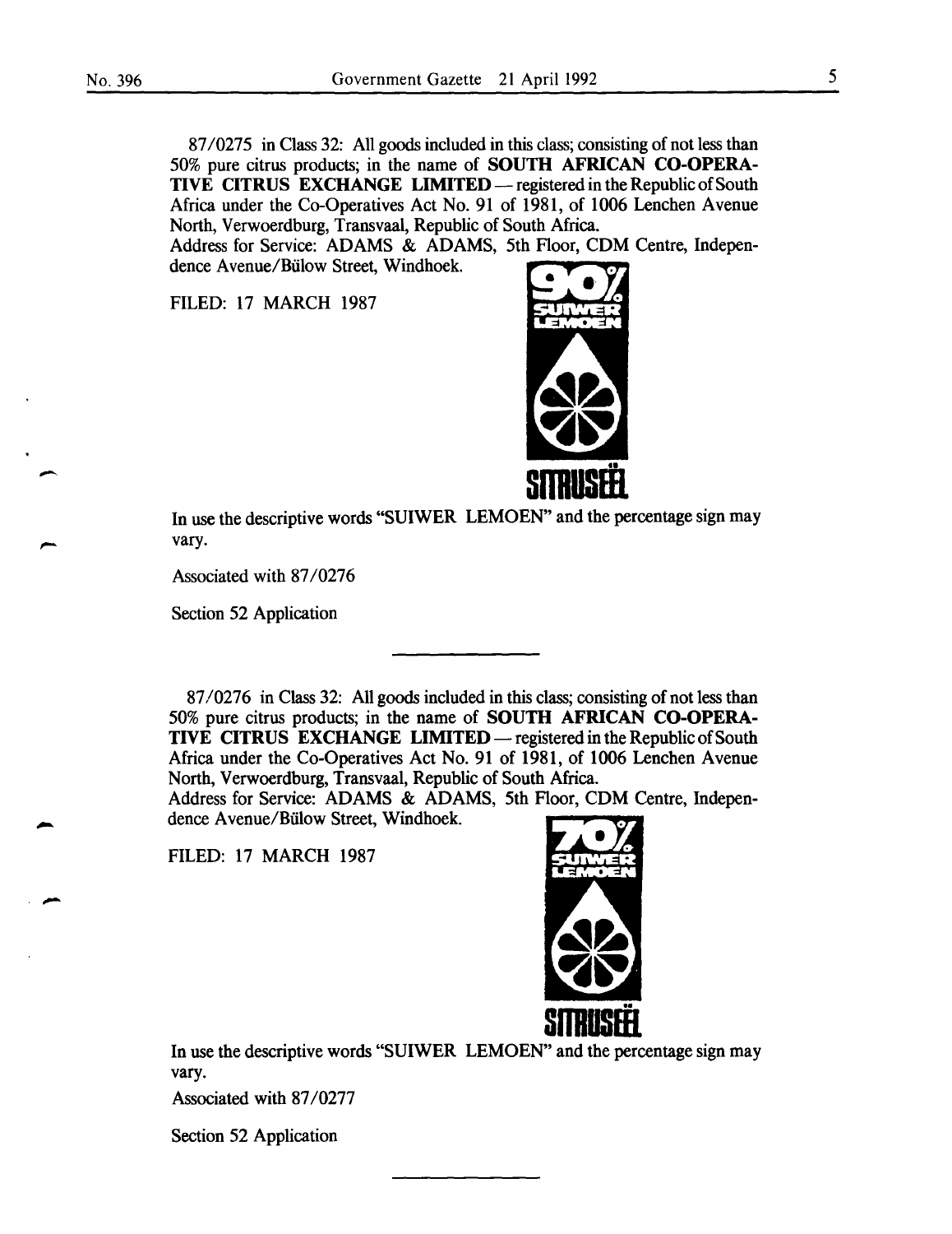87/0275 in Class 32: All goods included in this class; consisting of not less than 50% pure citrus products; in the name of **SOUTH AFRICAN CO-OPERATIVE CITRUS EXCHANGE LIMITED** — registered in the Republic of South Africa under the Co-Operatives Act No. 91 of 1981, of 1006 Lenchen Avenue North, Verwoerdburg, Transvaal, Republic of South Africa.
Address for Service: ADAMS & ADAMS, 5th Floor, CDM Centre, Independence Avenue/Bülow Street, Windhoek.

FILED: 17 MARCH 1987

90% SUIWER LEMOEN

SITRUSEËL

In use the descriptive words "SUIWER LEMOEN" and the percentage sign may vary.

Associated with 87/0276

Section 52 Application

---

87/0276 in Class 32: All goods included in this class; consisting of not less than 50% pure citrus products; in the name of **SOUTH AFRICAN CO-OPERATIVE CITRUS EXCHANGE LIMITED** — registered in the Republic of South Africa under the Co-Operatives Act No. 91 of 1981, of 1006 Lenchen Avenue North, Verwoerdburg, Transvaal, Republic of South Africa.
Address for Service: ADAMS & ADAMS, 5th Floor, CDM Centre, Independence Avenue/Bülow Street, Windhoek.

FILED: 17 MARCH 1987

70% SUIWER LEMOEN

SITRUSEËL

In use the descriptive words "SUIWER LEMOEN" and the percentage sign may vary.

Associated with 87/0277

Section 52 Application

---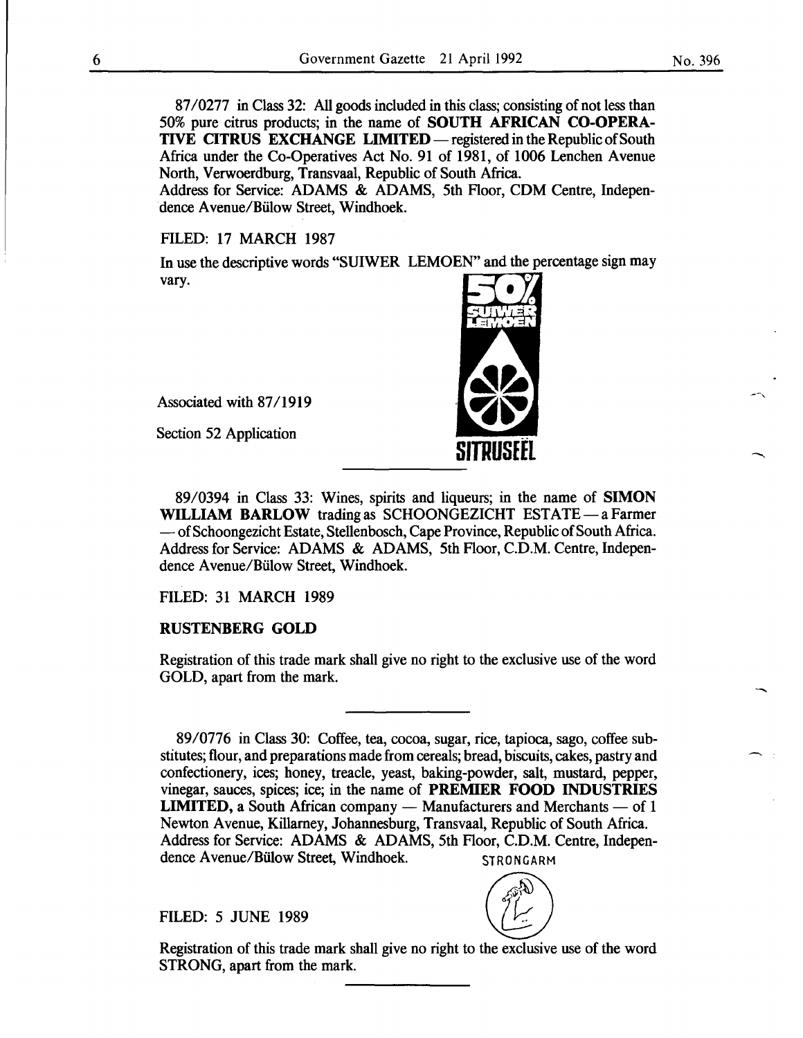87/0277 in Class 32: All goods included in this class; consisting of not less than 50% pure citrus products; in the name of **SOUTH AFRICAN CO-OPERATIVE CITRUS EXCHANGE LIMITED** — registered in the Republic of South Africa under the Co-Operatives Act No. 91 of 1981, of 1006 Lenchen Avenue North, Verwoerdburg, Transvaal, Republic of South Africa.
Address for Service: ADAMS & ADAMS, 5th Floor, CDM Centre, Independence Avenue/Bülow Street, Windhoek.

FILED: 17 MARCH 1987

In use the descriptive words "SUIWER LEMOEN" and the percentage sign may vary.

50% SUIWER LEMOEN

SITRUSEËL

Associated with 87/1919

Section 52 Application

---

89/0394 in Class 33: Wines, spirits and liqueurs; in the name of **SIMON WILLIAM BARLOW** trading as SCHOONGEZICHT ESTATE — a Farmer — of Schoongezicht Estate, Stellenbosch, Cape Province, Republic of South Africa.
Address for Service: ADAMS & ADAMS, 5th Floor, C.D.M. Centre, Independence Avenue/Bülow Street, Windhoek.

FILED: 31 MARCH 1989

**RUSTENBERG GOLD**

Registration of this trade mark shall give no right to the exclusive use of the word GOLD, apart from the mark.

---

89/0776 in Class 30: Coffee, tea, cocoa, sugar, rice, tapioca, sago, coffee substitutes; flour, and preparations made from cereals; bread, biscuits, cakes, pastry and confectionery, ices; honey, treacle, yeast, baking-powder, salt, mustard, pepper, vinegar, sauces, spices; ice; in the name of **PREMIER FOOD INDUSTRIES LIMITED,** a South African company — Manufacturers and Merchants — of 1 Newton Avenue, Killarney, Johannesburg, Transvaal, Republic of South Africa.
Address for Service: ADAMS & ADAMS, 5th Floor, C.D.M. Centre, Independence Avenue/Bülow Street, Windhoek.

STRONGARM

FILED: 5 JUNE 1989

Registration of this trade mark shall give no right to the exclusive use of the word STRONG, apart from the mark.

---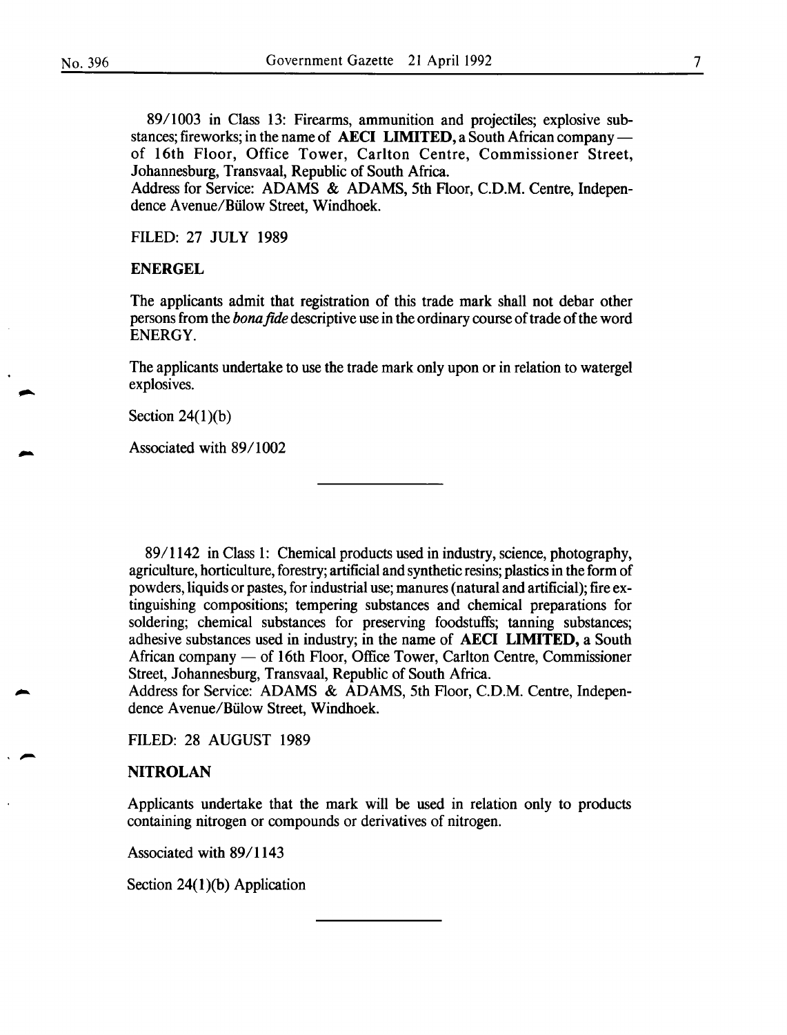89/1003 in Class 13: Firearms, ammunition and projectiles; explosive substances; fireworks; in the name of **AECI LIMITED,** a South African company — of 16th Floor, Office Tower, Carlton Centre, Commissioner Street, Johannesburg, Transvaal, Republic of South Africa.
Address for Service: ADAMS & ADAMS, 5th Floor, C.D.M. Centre, Independence Avenue/Bülow Street, Windhoek.

FILED: 27 JULY 1989

**ENERGEL**

The applicants admit that registration of this trade mark shall not debar other persons from the *bona fide* descriptive use in the ordinary course of trade of the word ENERGY.

The applicants undertake to use the trade mark only upon or in relation to watergel explosives.

Section 24(1)(b)

Associated with 89/1002

---

89/1142 in Class 1: Chemical products used in industry, science, photography, agriculture, horticulture, forestry; artificial and synthetic resins; plastics in the form of powders, liquids or pastes, for industrial use; manures (natural and artificial); fire extinguishing compositions; tempering substances and chemical preparations for soldering; chemical substances for preserving foodstuffs; tanning substances; adhesive substances used in industry; in the name of **AECI LIMITED,** a South African company — of 16th Floor, Office Tower, Carlton Centre, Commissioner Street, Johannesburg, Transvaal, Republic of South Africa.
Address for Service: ADAMS & ADAMS, 5th Floor, C.D.M. Centre, Independence Avenue/Bülow Street, Windhoek.

FILED: 28 AUGUST 1989

**NITROLAN**

Applicants undertake that the mark will be used in relation only to products containing nitrogen or compounds or derivatives of nitrogen.

Associated with 89/1143

Section 24(1)(b) Application

---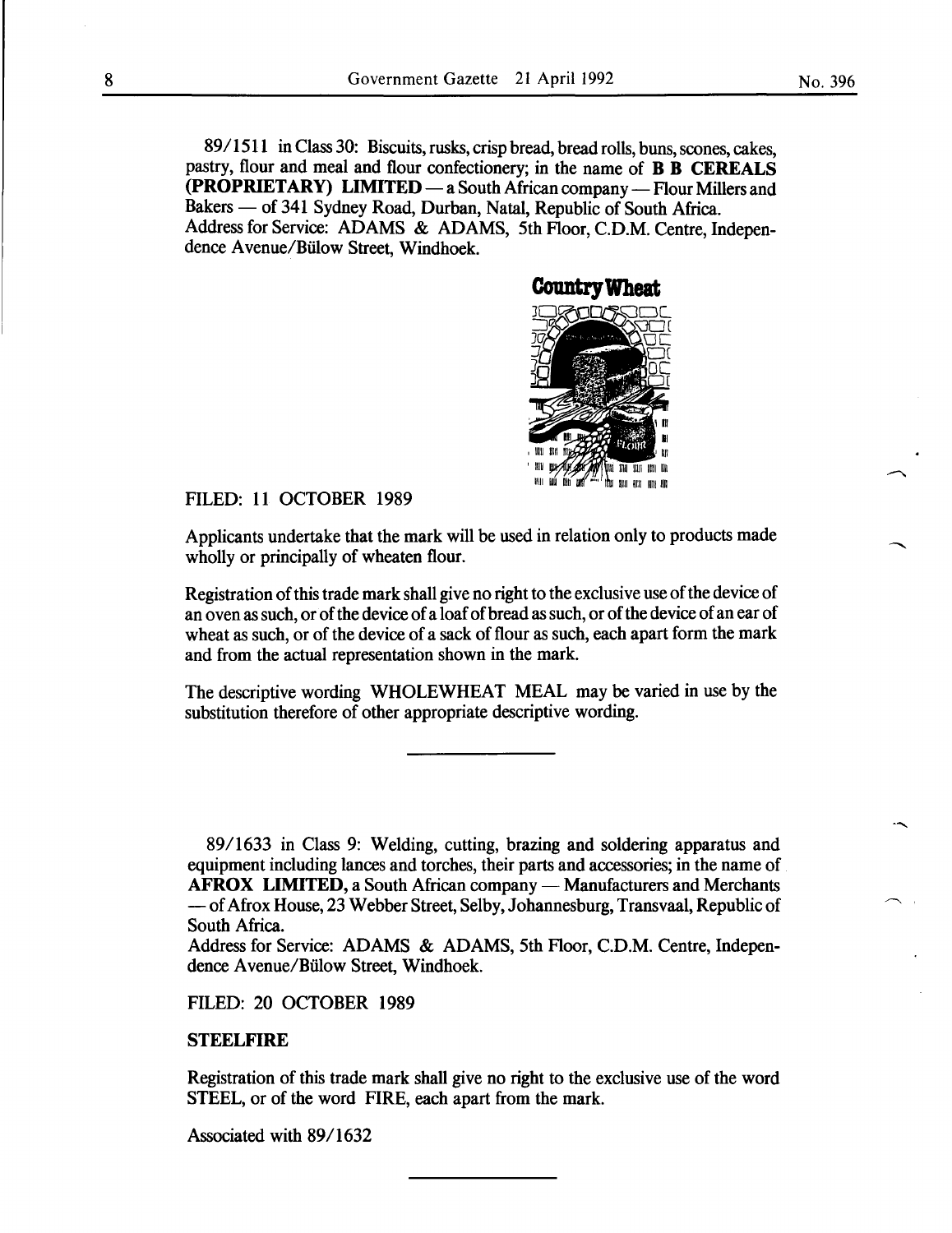89/1511 in Class 30: Biscuits, rusks, crisp bread, bread rolls, buns, scones, cakes, pastry, flour and meal and flour confectionery; in the name of **B B CEREALS (PROPRIETARY) LIMITED** — a South African company — Flour Millers and Bakers — of 341 Sydney Road, Durban, Natal, Republic of South Africa.
Address for Service: ADAMS & ADAMS, 5th Floor, C.D.M. Centre, Independence Avenue/Bülow Street, Windhoek.

**Country Wheat**

FILED: 11 OCTOBER 1989

Applicants undertake that the mark will be used in relation only to products made wholly or principally of wheaten flour.

Registration of this trade mark shall give no right to the exclusive use of the device of an oven as such, or of the device of a loaf of bread as such, or of the device of an ear of wheat as such, or of the device of a sack of flour as such, each apart form the mark and from the actual representation shown in the mark.

The descriptive wording WHOLEWHEAT MEAL may be varied in use by the substitution therefore of other appropriate descriptive wording.

---

89/1633 in Class 9: Welding, cutting, brazing and soldering apparatus and equipment including lances and torches, their parts and accessories; in the name of **AFROX LIMITED,** a South African company — Manufacturers and Merchants — of Afrox House, 23 Webber Street, Selby, Johannesburg, Transvaal, Republic of South Africa.
Address for Service: ADAMS & ADAMS, 5th Floor, C.D.M. Centre, Independence Avenue/Bülow Street, Windhoek.

FILED: 20 OCTOBER 1989

**STEELFIRE**

Registration of this trade mark shall give no right to the exclusive use of the word STEEL, or of the word FIRE, each apart from the mark.

Associated with 89/1632

---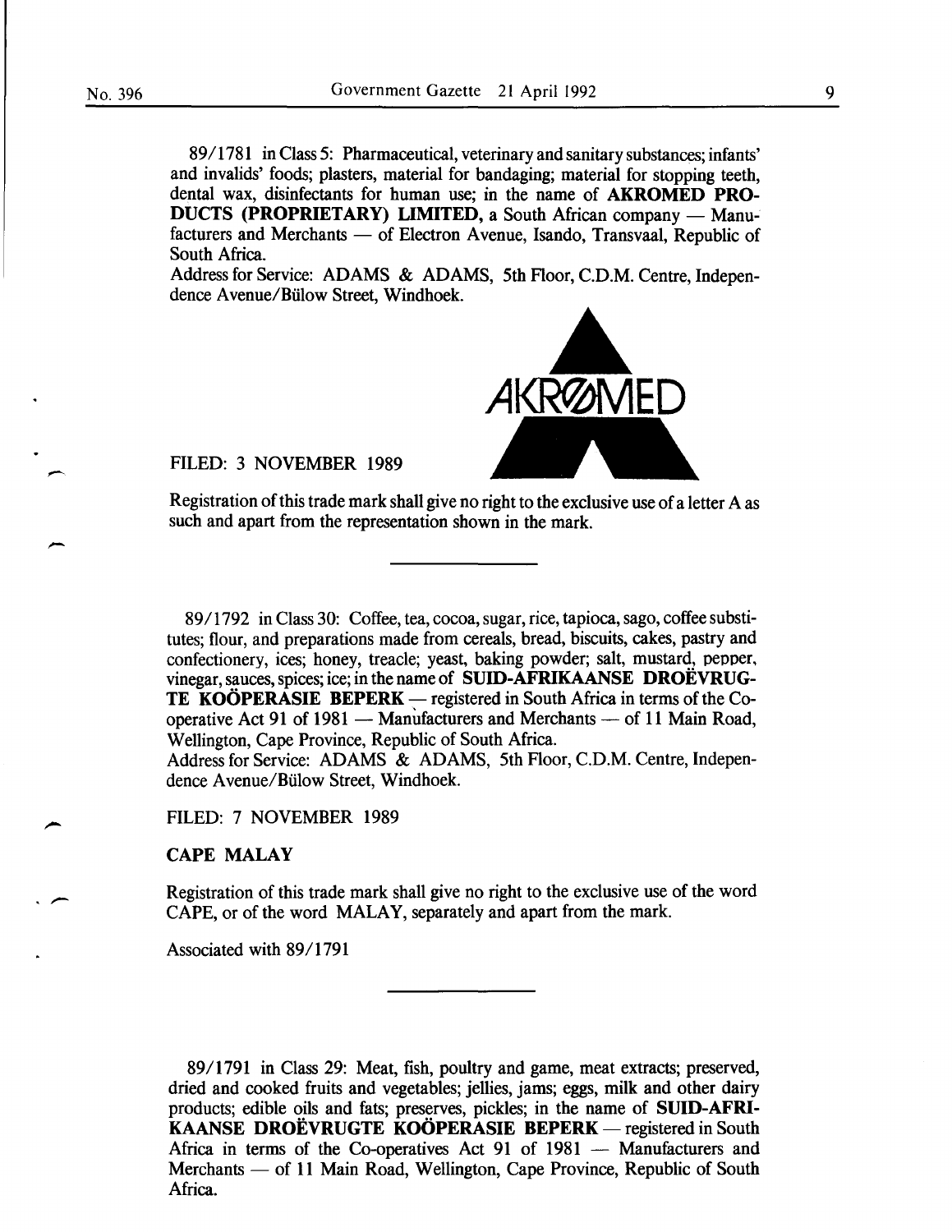89/1781 in Class 5: Pharmaceutical, veterinary and sanitary substances; infants' and invalids' foods; plasters, material for bandaging; material for stopping teeth, dental wax, disinfectants for human use; in the name of **AKROMED PRODUCTS (PROPRIETARY) LIMITED**, a South African company — Manufacturers and Merchants — of Electron Avenue, Isando, Transvaal, Republic of South Africa.
Address for Service: ADAMS & ADAMS, 5th Floor, C.D.M. Centre, Independence Avenue/Bülow Street, Windhoek.

AKROMED

FILED: 3 NOVEMBER 1989

Registration of this trade mark shall give no right to the exclusive use of a letter A as such and apart from the representation shown in the mark.

---

89/1792 in Class 30: Coffee, tea, cocoa, sugar, rice, tapioca, sago, coffee substitutes; flour, and preparations made from cereals, bread, biscuits, cakes, pastry and confectionery, ices; honey, treacle; yeast, baking powder; salt, mustard, pepper, vinegar, sauces, spices; ice; in the name of **SUID-AFRIKAANSE DROËVRUGTE KOÖPERASIE BEPERK** — registered in South Africa in terms of the Co-operative Act 91 of 1981 — Manufacturers and Merchants — of 11 Main Road, Wellington, Cape Province, Republic of South Africa.
Address for Service: ADAMS & ADAMS, 5th Floor, C.D.M. Centre, Independence Avenue/Bülow Street, Windhoek.

FILED: 7 NOVEMBER 1989

**CAPE MALAY**

Registration of this trade mark shall give no right to the exclusive use of the word CAPE, or of the word MALAY, separately and apart from the mark.

Associated with 89/1791

---

89/1791 in Class 29: Meat, fish, poultry and game, meat extracts; preserved, dried and cooked fruits and vegetables; jellies, jams; eggs, milk and other dairy products; edible oils and fats; preserves, pickles; in the name of **SUID-AFRIKAANSE DROËVRUGTE KOÖPERASIE BEPERK** — registered in South Africa in terms of the Co-operatives Act 91 of 1981 — Manufacturers and Merchants — of 11 Main Road, Wellington, Cape Province, Republic of South Africa.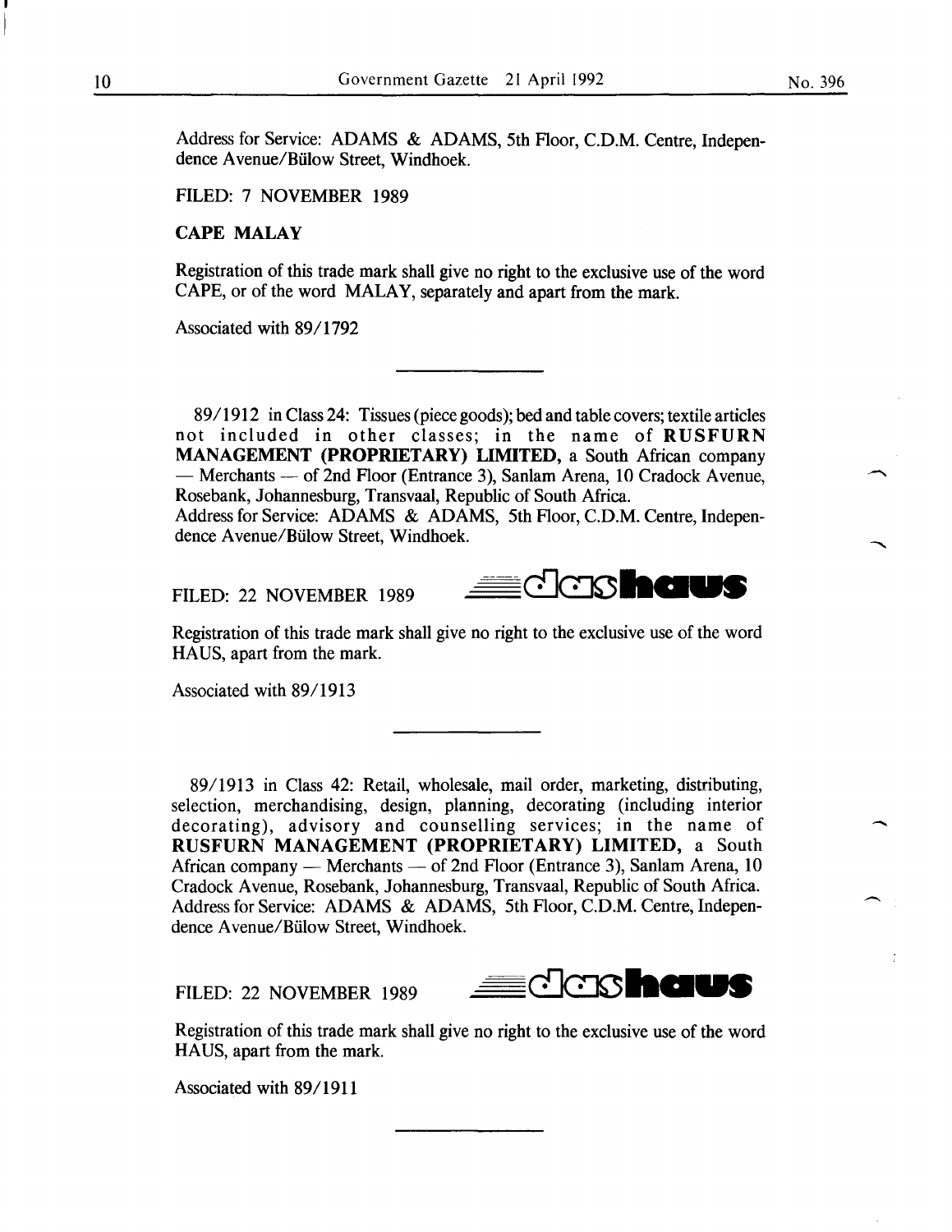Address for Service: ADAMS & ADAMS, 5th Floor, C.D.M. Centre, Independence Avenue/Bülow Street, Windhoek.

FILED: 7 NOVEMBER 1989

**CAPE MALAY**

Registration of this trade mark shall give no right to the exclusive use of the word CAPE, or of the word MALAY, separately and apart from the mark.

Associated with 89/1792

---

89/1912 in Class 24: Tissues (piece goods); bed and table covers; textile articles not included in other classes; in the name of **RUSFURN MANAGEMENT (PROPRIETARY) LIMITED,** a South African company — Merchants — of 2nd Floor (Entrance 3), Sanlam Arena, 10 Cradock Avenue, Rosebank, Johannesburg, Transvaal, Republic of South Africa.
Address for Service: ADAMS & ADAMS, 5th Floor, C.D.M. Centre, Independence Avenue/Bülow Street, Windhoek.

FILED: 22 NOVEMBER 1989

**dashaus**

Registration of this trade mark shall give no right to the exclusive use of the word HAUS, apart from the mark.

Associated with 89/1913

---

89/1913 in Class 42: Retail, wholesale, mail order, marketing, distributing, selection, merchandising, design, planning, decorating (including interior decorating), advisory and counselling services; in the name of **RUSFURN MANAGEMENT (PROPRIETARY) LIMITED,** a South African company — Merchants — of 2nd Floor (Entrance 3), Sanlam Arena, 10 Cradock Avenue, Rosebank, Johannesburg, Transvaal, Republic of South Africa.
Address for Service: ADAMS & ADAMS, 5th Floor, C.D.M. Centre, Independence Avenue/Bülow Street, Windhoek.

FILED: 22 NOVEMBER 1989

**dashaus**

Registration of this trade mark shall give no right to the exclusive use of the word HAUS, apart from the mark.

Associated with 89/1911

---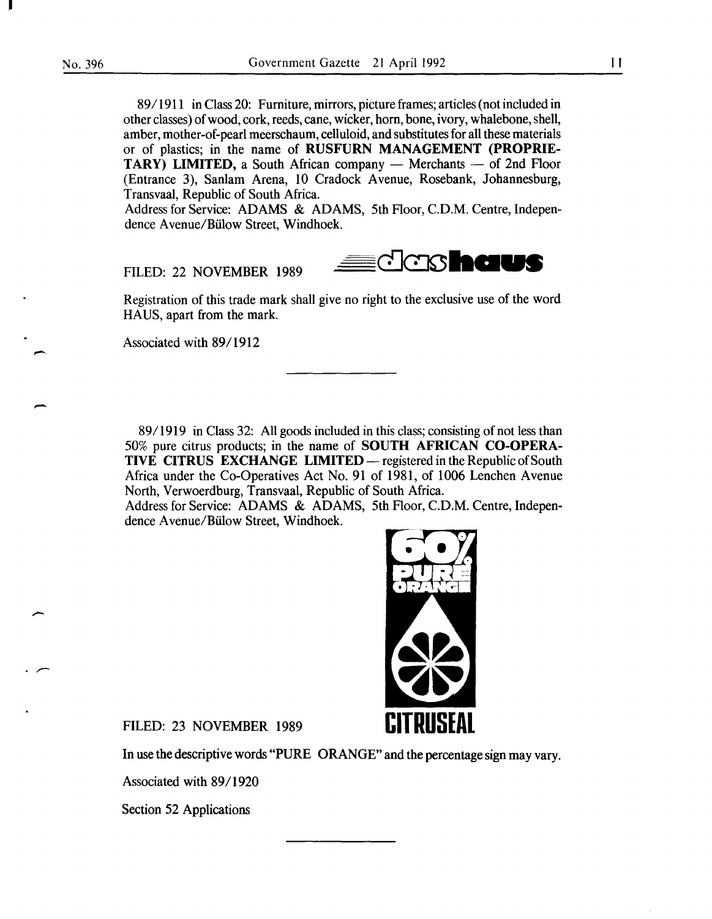89/1911 in Class 20: Furniture, mirrors, picture frames; articles (not included in other classes) of wood, cork, reeds, cane, wicker, horn, bone, ivory, whalebone, shell, amber, mother-of-pearl meerschaum, celluloid, and substitutes for all these materials or of plastics; in the name of **RUSFURN MANAGEMENT (PROPRIETARY) LIMITED,** a South African company — Merchants — of 2nd Floor (Entrance 3), Sanlam Arena, 10 Cradock Avenue, Rosebank, Johannesburg, Transvaal, Republic of South Africa.

Address for Service: ADAMS & ADAMS, 5th Floor, C.D.M. Centre, Independence Avenue/Bülow Street, Windhoek.

FILED: 22 NOVEMBER 1989

dashaus

Registration of this trade mark shall give no right to the exclusive use of the word HAUS, apart from the mark.

Associated with 89/1912

---

89/1919 in Class 32: All goods included in this class; consisting of not less than 50% pure citrus products; in the name of **SOUTH AFRICAN CO-OPERATIVE CITRUS EXCHANGE LIMITED** — registered in the Republic of South Africa under the Co-Operatives Act No. 91 of 1981, of 1006 Lenchen Avenue North, Verwoerdburg, Transvaal, Republic of South Africa.

Address for Service: ADAMS & ADAMS, 5th Floor, C.D.M. Centre, Independence Avenue/Bülow Street, Windhoek.

60% PURE ORANGE

CITRUSEAL

FILED: 23 NOVEMBER 1989

In use the descriptive words "PURE ORANGE" and the percentage sign may vary.

Associated with 89/1920

Section 52 Applications

---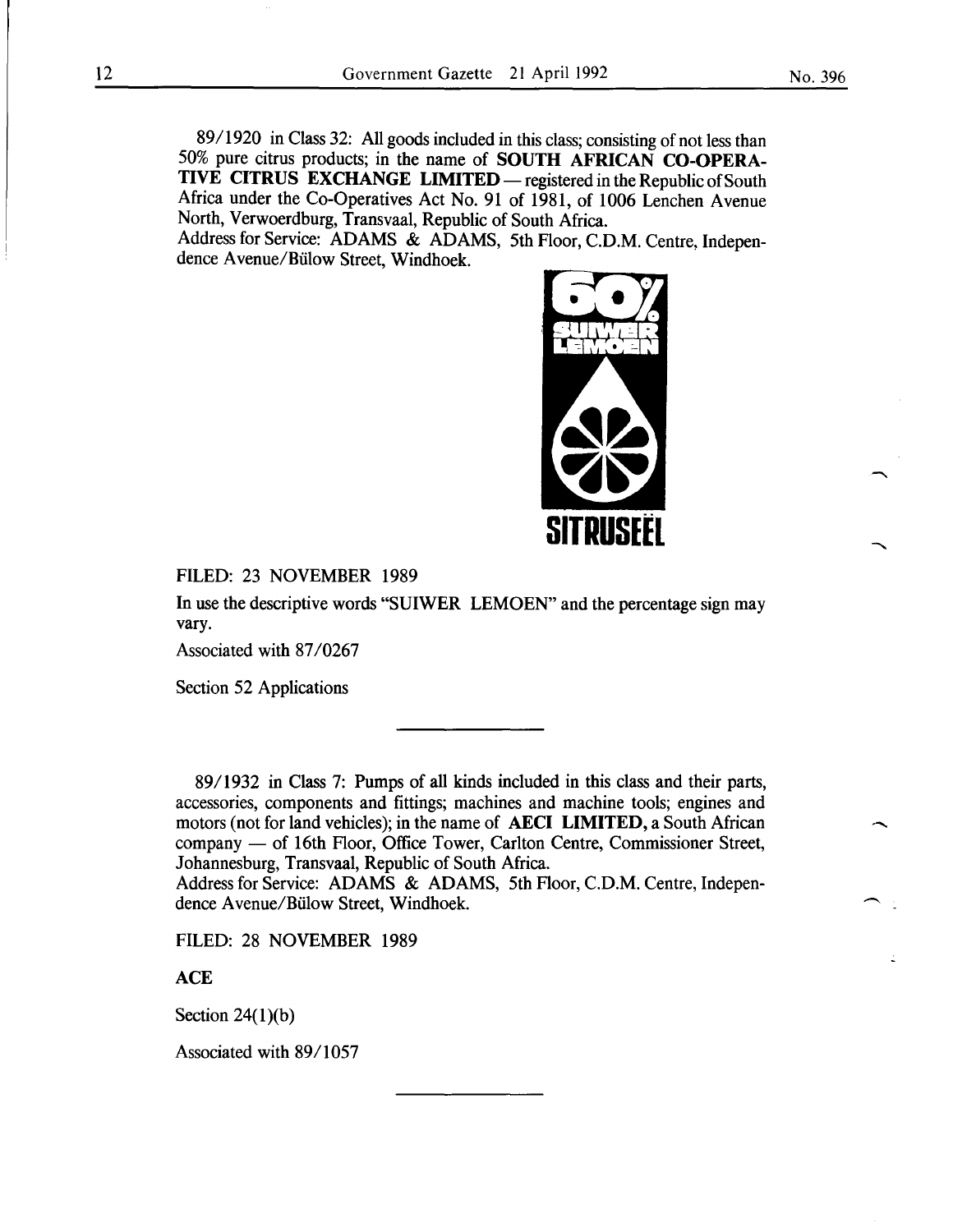89/1920 in Class 32: All goods included in this class; consisting of not less than 50% pure citrus products; in the name of **SOUTH AFRICAN CO-OPERATIVE CITRUS EXCHANGE LIMITED** — registered in the Republic of South Africa under the Co-Operatives Act No. 91 of 1981, of 1006 Lenchen Avenue North, Verwoerdburg, Transvaal, Republic of South Africa.
Address for Service: ADAMS & ADAMS, 5th Floor, C.D.M. Centre, Independence Avenue/Bülow Street, Windhoek.

60%
SUIWER
LEMOEN

SITRUSEËL

FILED: 23 NOVEMBER 1989

In use the descriptive words "SUIWER LEMOEN" and the percentage sign may vary.

Associated with 87/0267

Section 52 Applications

---

89/1932 in Class 7: Pumps of all kinds included in this class and their parts, accessories, components and fittings; machines and machine tools; engines and motors (not for land vehicles); in the name of **AECI LIMITED,** a South African company — of 16th Floor, Office Tower, Carlton Centre, Commissioner Street, Johannesburg, Transvaal, Republic of South Africa.
Address for Service: ADAMS & ADAMS, 5th Floor, C.D.M. Centre, Independence Avenue/Bülow Street, Windhoek.

FILED: 28 NOVEMBER 1989

**ACE**

Section 24(1)(b)

Associated with 89/1057

---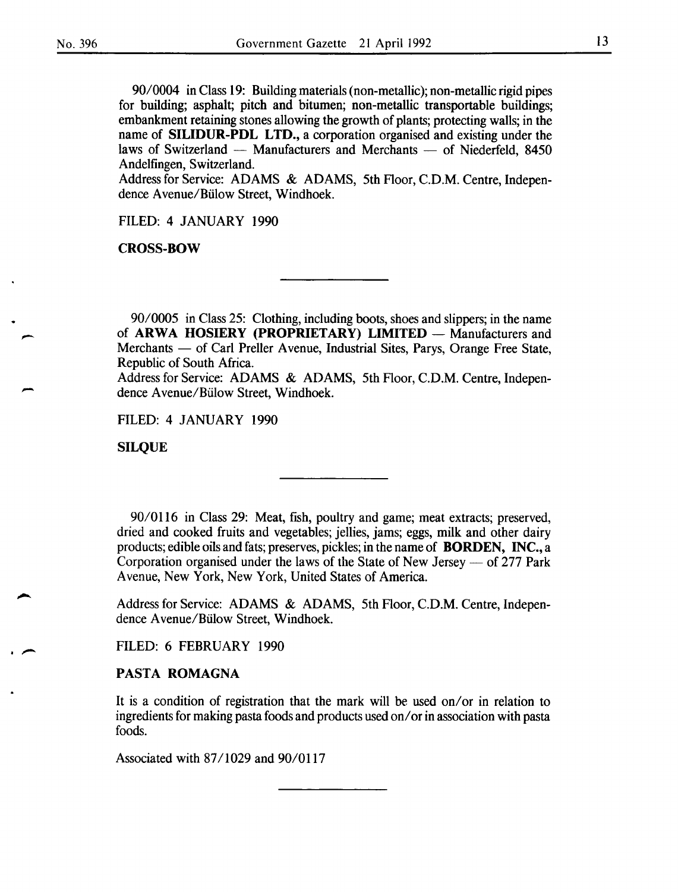90/0004 in Class 19: Building materials (non-metallic); non-metallic rigid pipes for building; asphalt; pitch and bitumen; non-metallic transportable buildings; embankment retaining stones allowing the growth of plants; protecting walls; in the name of **SILIDUR-PDL LTD.,** a corporation organised and existing under the laws of Switzerland — Manufacturers and Merchants — of Niederfeld, 8450 Andelfingen, Switzerland.

Address for Service: ADAMS & ADAMS, 5th Floor, C.D.M. Centre, Independence Avenue/Bülow Street, Windhoek.

FILED: 4 JANUARY 1990

**CROSS-BOW**

---

90/0005 in Class 25: Clothing, including boots, shoes and slippers; in the name of **ARWA HOSIERY (PROPRIETARY) LIMITED** — Manufacturers and Merchants — of Carl Preller Avenue, Industrial Sites, Parys, Orange Free State, Republic of South Africa.

Address for Service: ADAMS & ADAMS, 5th Floor, C.D.M. Centre, Independence Avenue/Bülow Street, Windhoek.

FILED: 4 JANUARY 1990

**SILQUE**

---

90/0116 in Class 29: Meat, fish, poultry and game; meat extracts; preserved, dried and cooked fruits and vegetables; jellies, jams; eggs, milk and other dairy products; edible oils and fats; preserves, pickles; in the name of **BORDEN, INC.,** a Corporation organised under the laws of the State of New Jersey — of 277 Park Avenue, New York, New York, United States of America.

Address for Service: ADAMS & ADAMS, 5th Floor, C.D.M. Centre, Independence Avenue/Bülow Street, Windhoek.

FILED: 6 FEBRUARY 1990

**PASTA ROMAGNA**

It is a condition of registration that the mark will be used on/or in relation to ingredients for making pasta foods and products used on/or in association with pasta foods.

Associated with 87/1029 and 90/0117

---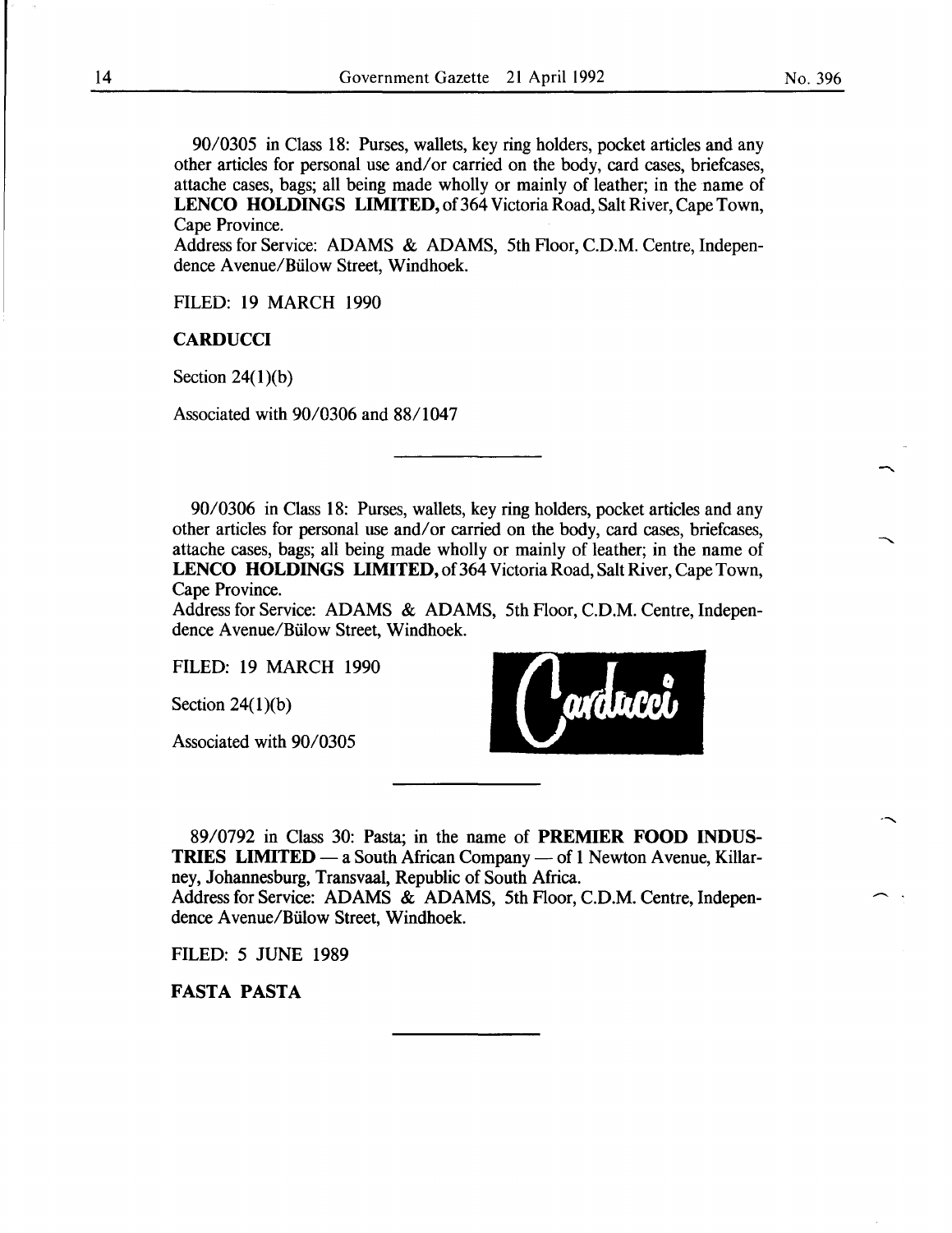90/0305 in Class 18: Purses, wallets, key ring holders, pocket articles and any other articles for personal use and/or carried on the body, card cases, briefcases, attache cases, bags; all being made wholly or mainly of leather; in the name of **LENCO HOLDINGS LIMITED,** of 364 Victoria Road, Salt River, Cape Town, Cape Province.
Address for Service: ADAMS & ADAMS, 5th Floor, C.D.M. Centre, Independence Avenue/Bülow Street, Windhoek.

FILED: 19 MARCH 1990

**CARDUCCI**

Section 24(1)(b)

Associated with 90/0306 and 88/1047

---

90/0306 in Class 18: Purses, wallets, key ring holders, pocket articles and any other articles for personal use and/or carried on the body, card cases, briefcases, attache cases, bags; all being made wholly or mainly of leather; in the name of **LENCO HOLDINGS LIMITED,** of 364 Victoria Road, Salt River, Cape Town, Cape Province.
Address for Service: ADAMS & ADAMS, 5th Floor, C.D.M. Centre, Independence Avenue/Bülow Street, Windhoek.

FILED: 19 MARCH 1990

Section 24(1)(b)

Associated with 90/0305

Carducci

---

89/0792 in Class 30: Pasta; in the name of **PREMIER FOOD INDUSTRIES LIMITED** — a South African Company — of 1 Newton Avenue, Killarney, Johannesburg, Transvaal, Republic of South Africa.
Address for Service: ADAMS & ADAMS, 5th Floor, C.D.M. Centre, Independence Avenue/Bülow Street, Windhoek.

FILED: 5 JUNE 1989

**FASTA PASTA**

---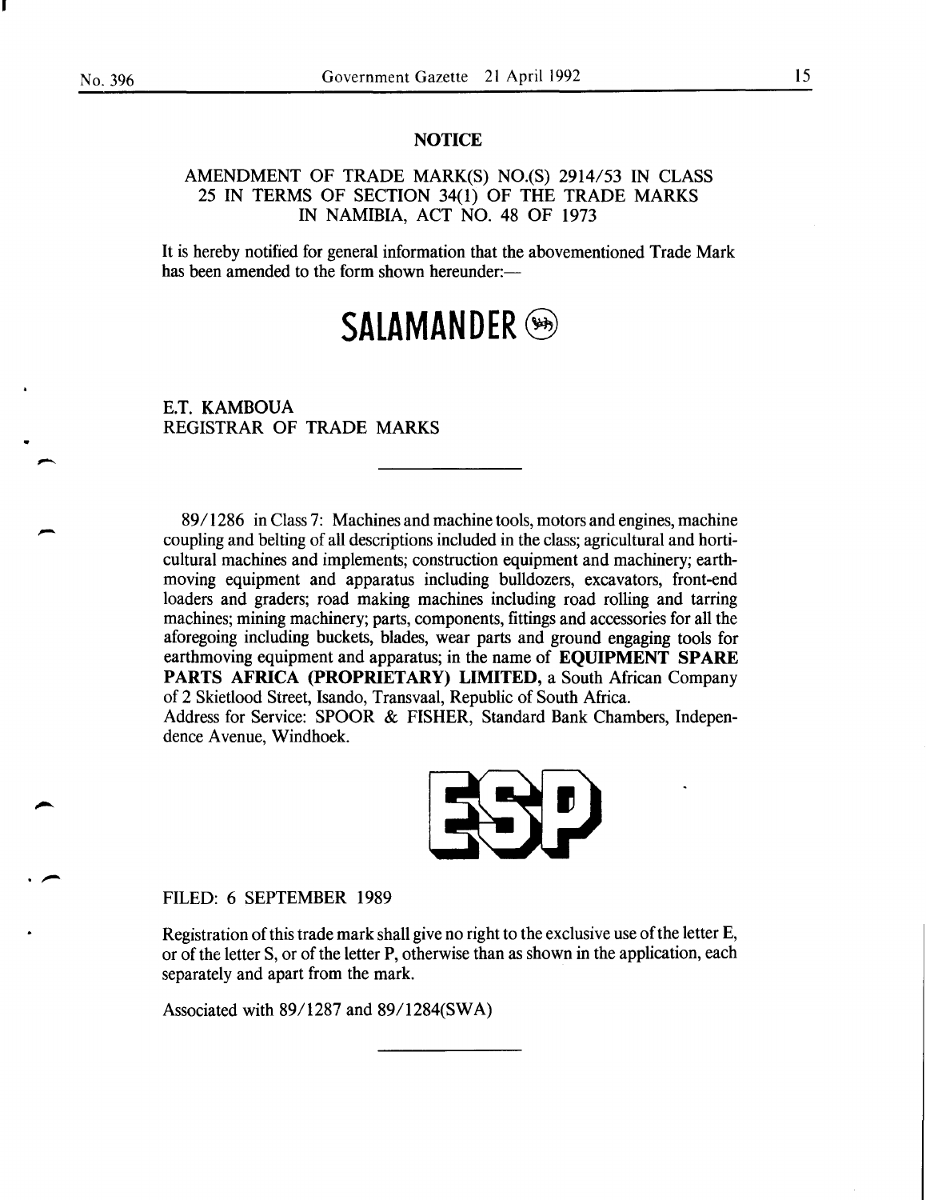## NOTICE

AMENDMENT OF TRADE MARK(S) NO.(S) 2914/53 IN CLASS 25 IN TERMS OF SECTION 34(1) OF THE TRADE MARKS IN NAMIBIA, ACT NO. 48 OF 1973

It is hereby notified for general information that the abovementioned Trade Mark has been amended to the form shown hereunder:—

**SALAMANDER**

E.T. KAMBOUA
REGISTRAR OF TRADE MARKS

---

89/1286 in Class 7: Machines and machine tools, motors and engines, machine coupling and belting of all descriptions included in the class; agricultural and horticultural machines and implements; construction equipment and machinery; earthmoving equipment and apparatus including bulldozers, excavators, front-end loaders and graders; road making machines including road rolling and tarring machines; mining machinery; parts, components, fittings and accessories for all the aforegoing including buckets, blades, wear parts and ground engaging tools for earthmoving equipment and apparatus; in the name of **EQUIPMENT SPARE PARTS AFRICA (PROPRIETARY) LIMITED,** a South African Company of 2 Skietlood Street, Isando, Transvaal, Republic of South Africa.
Address for Service: SPOOR & FISHER, Standard Bank Chambers, Independence Avenue, Windhoek.

ESP

FILED: 6 SEPTEMBER 1989

Registration of this trade mark shall give no right to the exclusive use of the letter E, or of the letter S, or of the letter P, otherwise than as shown in the application, each separately and apart from the mark.

Associated with 89/1287 and 89/1284(SWA)

---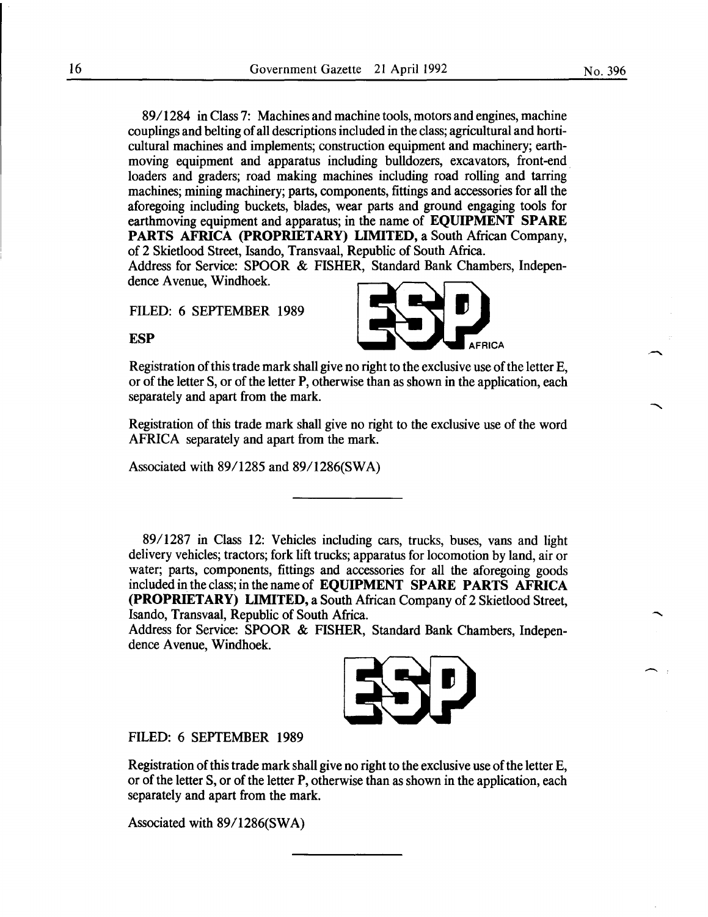89/1284 in Class 7: Machines and machine tools, motors and engines, machine couplings and belting of all descriptions included in the class; agricultural and horticultural machines and implements; construction equipment and machinery; earthmoving equipment and apparatus including bulldozers, excavators, front-end loaders and graders; road making machines including road rolling and tarring machines; mining machinery; parts, components, fittings and accessories for all the aforegoing including buckets, blades, wear parts and ground engaging tools for earthmoving equipment and apparatus; in the name of **EQUIPMENT SPARE PARTS AFRICA (PROPRIETARY) LIMITED,** a South African Company, of 2 Skietlood Street, Isando, Transvaal, Republic of South Africa.
Address for Service: SPOOR & FISHER, Standard Bank Chambers, Independence Avenue, Windhoek.

FILED: 6 SEPTEMBER 1989

**ESP**

Registration of this trade mark shall give no right to the exclusive use of the letter E, or of the letter S, or of the letter P, otherwise than as shown in the application, each separately and apart from the mark.

Registration of this trade mark shall give no right to the exclusive use of the word AFRICA separately and apart from the mark.

Associated with 89/1285 and 89/1286(SWA)

---

89/1287 in Class 12: Vehicles including cars, trucks, buses, vans and light delivery vehicles; tractors; fork lift trucks; apparatus for locomotion by land, air or water; parts, components, fittings and accessories for all the aforegoing goods included in the class; in the name of **EQUIPMENT SPARE PARTS AFRICA (PROPRIETARY) LIMITED,** a South African Company of 2 Skietlood Street, Isando, Transvaal, Republic of South Africa.
Address for Service: SPOOR & FISHER, Standard Bank Chambers, Independence Avenue, Windhoek.

FILED: 6 SEPTEMBER 1989

Registration of this trade mark shall give no right to the exclusive use of the letter E, or of the letter S, or of the letter P, otherwise than as shown in the application, each separately and apart from the mark.

Associated with 89/1286(SWA)

---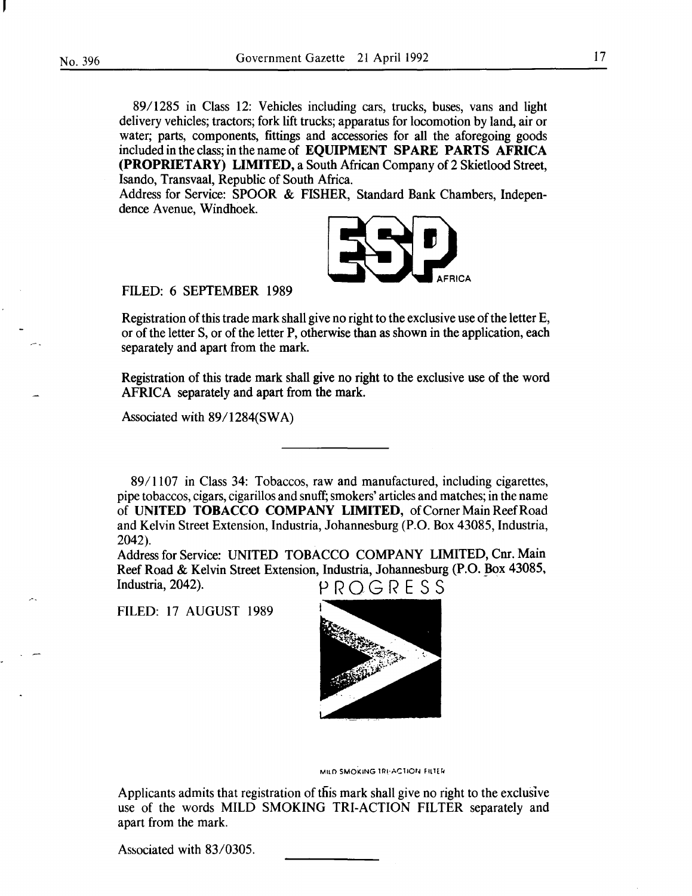89/1285 in Class 12: Vehicles including cars, trucks, buses, vans and light delivery vehicles; tractors; fork lift trucks; apparatus for locomotion by land, air or water; parts, components, fittings and accessories for all the aforegoing goods included in the class; in the name of **EQUIPMENT SPARE PARTS AFRICA (PROPRIETARY) LIMITED,** a South African Company of 2 Skietlood Street, Isando, Transvaal, Republic of South Africa.
Address for Service: SPOOR & FISHER, Standard Bank Chambers, Independence Avenue, Windhoek.

ESP AFRICA

FILED: 6 SEPTEMBER 1989

Registration of this trade mark shall give no right to the exclusive use of the letter E, or of the letter S, or of the letter P, otherwise than as shown in the application, each separately and apart from the mark.

Registration of this trade mark shall give no right to the exclusive use of the word AFRICA separately and apart from the mark.

Associated with 89/1284(SWA)

---

89/1107 in Class 34: Tobaccos, raw and manufactured, including cigarettes, pipe tobaccos, cigars, cigarillos and snuff; smokers' articles and matches; in the name of **UNITED TOBACCO COMPANY LIMITED,** of Corner Main Reef Road and Kelvin Street Extension, Industria, Johannesburg (P.O. Box 43085, Industria, 2042).
Address for Service: UNITED TOBACCO COMPANY LIMITED, Cnr. Main Reef Road & Kelvin Street Extension, Industria, Johannesburg (P.O. Box 43085, Industria, 2042).

PROGRESS

FILED: 17 AUGUST 1989

MILD SMOKING TRI-ACTION FILTER

Applicants admits that registration of this mark shall give no right to the exclusive use of the words MILD SMOKING TRI-ACTION FILTER separately and apart from the mark.

Associated with 83/0305.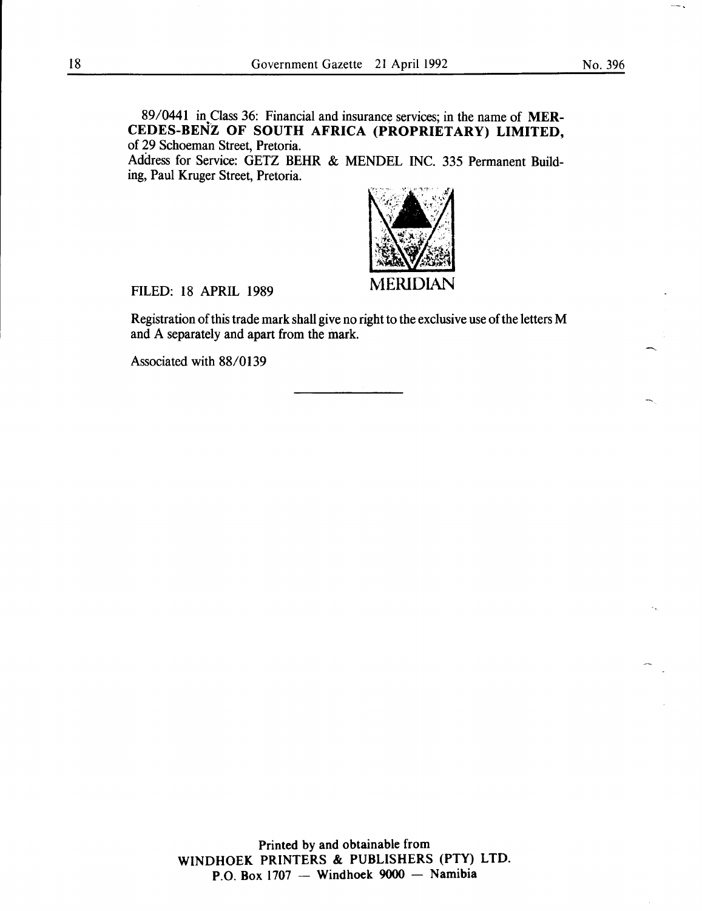89/0441 in Class 36: Financial and insurance services; in the name of **MERCEDES-BENZ OF SOUTH AFRICA (PROPRIETARY) LIMITED,** of 29 Schoeman Street, Pretoria.
Address for Service: GETZ BEHR & MENDEL INC. 335 Permanent Building, Paul Kruger Street, Pretoria.

MERIDIAN

FILED: 18 APRIL 1989

Registration of this trade mark shall give no right to the exclusive use of the letters M and A separately and apart from the mark.

Associated with 88/0139

Printed by and obtainable from
WINDHOEK PRINTERS & PUBLISHERS (PTY) LTD.
P.O. Box 1707 — Windhoek 9000 — Namibia